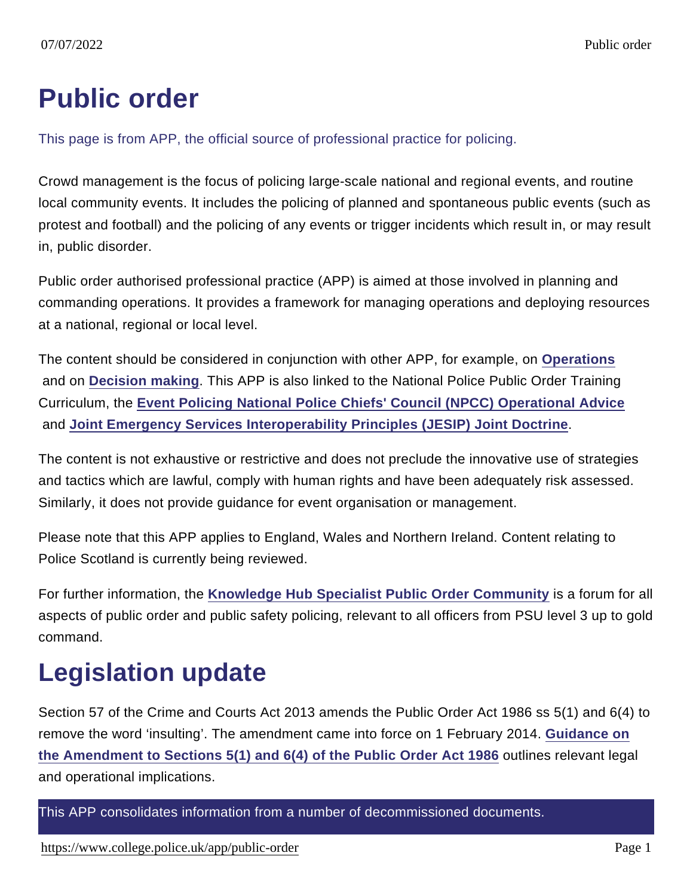# Public order

This page is from APP, the official source of professional practice for policing.

Crowd management is the focus of policing large-scale national and regional events, and routine local community events. It includes the policing of planned and spontaneous public events (such as protest and football) and the policing of any events or trigger incidents which result in, or may result in, public disorder.

Public order authorised professional practice (APP) is aimed at those involved in planning and commanding operations. It provides a framework for managing operations and deploying resources at a national, regional or local level.

The content should be considered in conjunction with other APP, for example, on **Operations** and on **Decision making**. This APP is also linked to the National Police Public Order Training Curriculum, the **Event Policing National Police Chiefs' Council (NPCC) Operational Advice** and **Joint Emergency Services Interoperability Principles (JESIP) Joint Doctrine**.

The content is not exhaustive or restrictive and does not preclude the innovative use of strategies and tactics which are lawful, comply with human rights and have been adequately risk assessed. Similarly, it does not provide guidance for event organisation or management.

Please note that this APP applies to England, Wales and Northern Ireland. Content relating to Police Scotland is currently being reviewed.

For further information, the **Knowledge Hub Specialist Public Order Community** is a forum for all aspects of public order and public safety policing, relevant to all officers from PSU level 3 up to gold command.

# Legislation update

Section 57 of the Crime and Courts Act 2013 amends the Public Order Act 1986 ss 5(1) and 6(4) to remove the word 'insulting'. The amendment came into force on 1 February 2014. **Guidance on the Amendment to Sections 5(1) and 6(4) of the Public Order Act 1986** outlines relevant legal and operational implications.

This APP consolidates information from a number of decommissioned documents.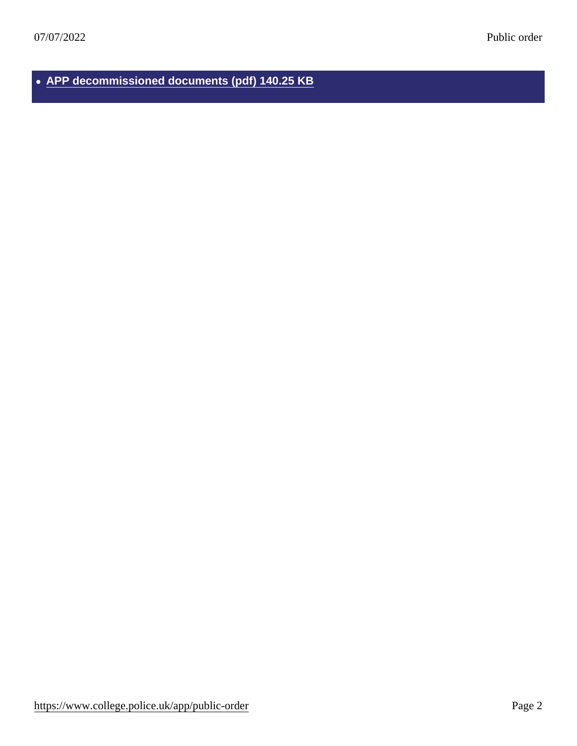- APP decommissioned documents (pdf) 140.25 KB